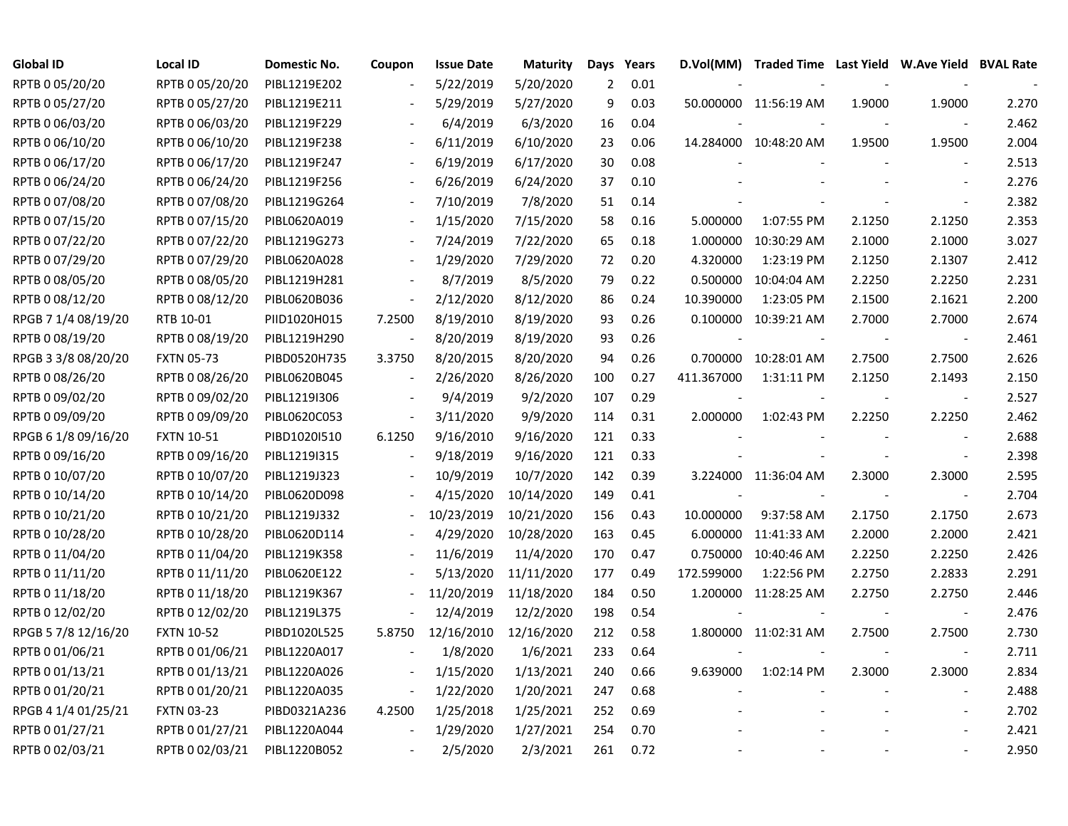| Global ID | Local ID | Domestic No. | Coupon | Issue Date | Maturity | Days | Years | D.Vol(MM) | Traded Time | Last Yield | W.Ave Yield | BVAL Rate |
|---|---|---|---|---|---|---|---|---|---|---|---|---|
| RPTB 0 05/20/20 | RPTB 0 05/20/20 | PIBL1219E202 | - | 5/22/2019 | 5/20/2020 | 2 | 0.01 | - | - | - | - | - |
| RPTB 0 05/27/20 | RPTB 0 05/27/20 | PIBL1219E211 | - | 5/29/2019 | 5/27/2020 | 9 | 0.03 | 50.000000 | 11:56:19 AM | 1.9000 | 1.9000 | 2.270 |
| RPTB 0 06/03/20 | RPTB 0 06/03/20 | PIBL1219F229 | - | 6/4/2019 | 6/3/2020 | 16 | 0.04 | - | - | - | - | 2.462 |
| RPTB 0 06/10/20 | RPTB 0 06/10/20 | PIBL1219F238 | - | 6/11/2019 | 6/10/2020 | 23 | 0.06 | 14.284000 | 10:48:20 AM | 1.9500 | 1.9500 | 2.004 |
| RPTB 0 06/17/20 | RPTB 0 06/17/20 | PIBL1219F247 | - | 6/19/2019 | 6/17/2020 | 30 | 0.08 | - | - | - | - | 2.513 |
| RPTB 0 06/24/20 | RPTB 0 06/24/20 | PIBL1219F256 | - | 6/26/2019 | 6/24/2020 | 37 | 0.10 | - | - | - | - | 2.276 |
| RPTB 0 07/08/20 | RPTB 0 07/08/20 | PIBL1219G264 | - | 7/10/2019 | 7/8/2020 | 51 | 0.14 | - | - | - | - | 2.382 |
| RPTB 0 07/15/20 | RPTB 0 07/15/20 | PIBL0620A019 | - | 1/15/2020 | 7/15/2020 | 58 | 0.16 | 5.000000 | 1:07:55 PM | 2.1250 | 2.1250 | 2.353 |
| RPTB 0 07/22/20 | RPTB 0 07/22/20 | PIBL1219G273 | - | 7/24/2019 | 7/22/2020 | 65 | 0.18 | 1.000000 | 10:30:29 AM | 2.1000 | 2.1000 | 3.027 |
| RPTB 0 07/29/20 | RPTB 0 07/29/20 | PIBL0620A028 | - | 1/29/2020 | 7/29/2020 | 72 | 0.20 | 4.320000 | 1:23:19 PM | 2.1250 | 2.1307 | 2.412 |
| RPTB 0 08/05/20 | RPTB 0 08/05/20 | PIBL1219H281 | - | 8/7/2019 | 8/5/2020 | 79 | 0.22 | 0.500000 | 10:04:04 AM | 2.2250 | 2.2250 | 2.231 |
| RPTB 0 08/12/20 | RPTB 0 08/12/20 | PIBL0620B036 | - | 2/12/2020 | 8/12/2020 | 86 | 0.24 | 10.390000 | 1:23:05 PM | 2.1500 | 2.1621 | 2.200 |
| RPGB 7 1/4 08/19/20 | RTB 10-01 | PIID1020H015 | 7.2500 | 8/19/2010 | 8/19/2020 | 93 | 0.26 | 0.100000 | 10:39:21 AM | 2.7000 | 2.7000 | 2.674 |
| RPTB 0 08/19/20 | RPTB 0 08/19/20 | PIBL1219H290 | - | 8/20/2019 | 8/19/2020 | 93 | 0.26 | - | - | - | - | 2.461 |
| RPGB 3 3/8 08/20/20 | FXTN 05-73 | PIBD0520H735 | 3.3750 | 8/20/2015 | 8/20/2020 | 94 | 0.26 | 0.700000 | 10:28:01 AM | 2.7500 | 2.7500 | 2.626 |
| RPTB 0 08/26/20 | RPTB 0 08/26/20 | PIBL0620B045 | - | 2/26/2020 | 8/26/2020 | 100 | 0.27 | 411.367000 | 1:31:11 PM | 2.1250 | 2.1493 | 2.150 |
| RPTB 0 09/02/20 | RPTB 0 09/02/20 | PIBL1219I306 | - | 9/4/2019 | 9/2/2020 | 107 | 0.29 | - | - | - | - | 2.527 |
| RPTB 0 09/09/20 | RPTB 0 09/09/20 | PIBL0620C053 | - | 3/11/2020 | 9/9/2020 | 114 | 0.31 | 2.000000 | 1:02:43 PM | 2.2250 | 2.2250 | 2.462 |
| RPGB 6 1/8 09/16/20 | FXTN 10-51 | PIBD1020I510 | 6.1250 | 9/16/2010 | 9/16/2020 | 121 | 0.33 | - | - | - | - | 2.688 |
| RPTB 0 09/16/20 | RPTB 0 09/16/20 | PIBL1219I315 | - | 9/18/2019 | 9/16/2020 | 121 | 0.33 | - | - | - | - | 2.398 |
| RPTB 0 10/07/20 | RPTB 0 10/07/20 | PIBL1219J323 | - | 10/9/2019 | 10/7/2020 | 142 | 0.39 | 3.224000 | 11:36:04 AM | 2.3000 | 2.3000 | 2.595 |
| RPTB 0 10/14/20 | RPTB 0 10/14/20 | PIBL0620D098 | - | 4/15/2020 | 10/14/2020 | 149 | 0.41 | - | - | - | - | 2.704 |
| RPTB 0 10/21/20 | RPTB 0 10/21/20 | PIBL1219J332 | - | 10/23/2019 | 10/21/2020 | 156 | 0.43 | 10.000000 | 9:37:58 AM | 2.1750 | 2.1750 | 2.673 |
| RPTB 0 10/28/20 | RPTB 0 10/28/20 | PIBL0620D114 | - | 4/29/2020 | 10/28/2020 | 163 | 0.45 | 6.000000 | 11:41:33 AM | 2.2000 | 2.2000 | 2.421 |
| RPTB 0 11/04/20 | RPTB 0 11/04/20 | PIBL1219K358 | - | 11/6/2019 | 11/4/2020 | 170 | 0.47 | 0.750000 | 10:40:46 AM | 2.2250 | 2.2250 | 2.426 |
| RPTB 0 11/11/20 | RPTB 0 11/11/20 | PIBL0620E122 | - | 5/13/2020 | 11/11/2020 | 177 | 0.49 | 172.599000 | 1:22:56 PM | 2.2750 | 2.2833 | 2.291 |
| RPTB 0 11/18/20 | RPTB 0 11/18/20 | PIBL1219K367 | - | 11/20/2019 | 11/18/2020 | 184 | 0.50 | 1.200000 | 11:28:25 AM | 2.2750 | 2.2750 | 2.446 |
| RPTB 0 12/02/20 | RPTB 0 12/02/20 | PIBL1219L375 | - | 12/4/2019 | 12/2/2020 | 198 | 0.54 | - | - | - | - | 2.476 |
| RPGB 5 7/8 12/16/20 | FXTN 10-52 | PIBD1020L525 | 5.8750 | 12/16/2010 | 12/16/2020 | 212 | 0.58 | 1.800000 | 11:02:31 AM | 2.7500 | 2.7500 | 2.730 |
| RPTB 0 01/06/21 | RPTB 0 01/06/21 | PIBL1220A017 | - | 1/8/2020 | 1/6/2021 | 233 | 0.64 | - | - | - | - | 2.711 |
| RPTB 0 01/13/21 | RPTB 0 01/13/21 | PIBL1220A026 | - | 1/15/2020 | 1/13/2021 | 240 | 0.66 | 9.639000 | 1:02:14 PM | 2.3000 | 2.3000 | 2.834 |
| RPTB 0 01/20/21 | RPTB 0 01/20/21 | PIBL1220A035 | - | 1/22/2020 | 1/20/2021 | 247 | 0.68 | - | - | - | - | 2.488 |
| RPGB 4 1/4 01/25/21 | FXTN 03-23 | PIBD0321A236 | 4.2500 | 1/25/2018 | 1/25/2021 | 252 | 0.69 | - | - | - | - | 2.702 |
| RPTB 0 01/27/21 | RPTB 0 01/27/21 | PIBL1220A044 | - | 1/29/2020 | 1/27/2021 | 254 | 0.70 | - | - | - | - | 2.421 |
| RPTB 0 02/03/21 | RPTB 0 02/03/21 | PIBL1220B052 | - | 2/5/2020 | 2/3/2021 | 261 | 0.72 | - | - | - | - | 2.950 |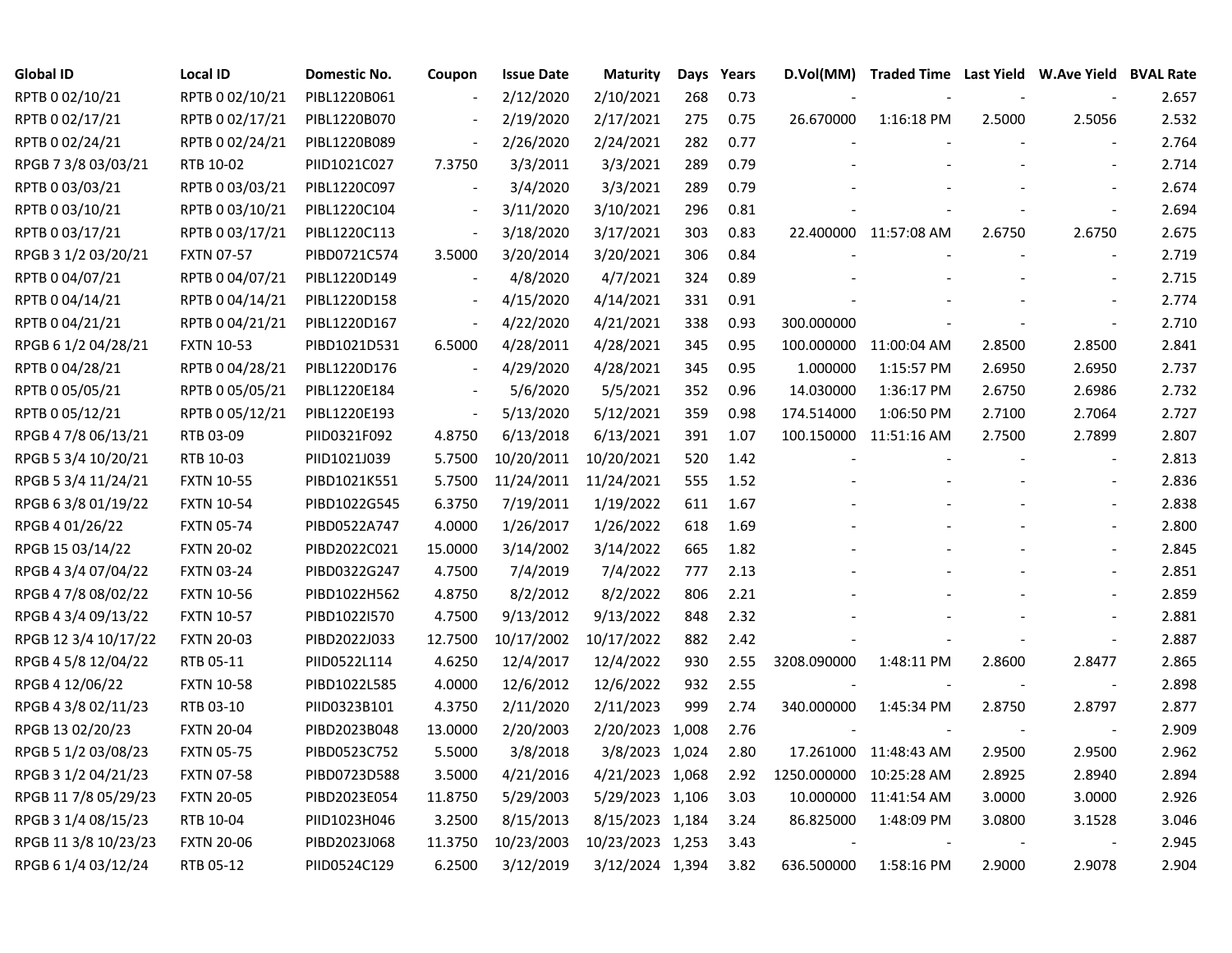| Global ID | Local ID | Domestic No. | Coupon | Issue Date | Maturity | Days | Years | D.Vol(MM) | Traded Time | Last Yield | W.Ave Yield | BVAL Rate |
|---|---|---|---|---|---|---|---|---|---|---|---|---|
| RPTB 0 02/10/21 | RPTB 0 02/10/21 | PIBL1220B061 | - | 2/12/2020 | 2/10/2021 | 268 | 0.73 | - | - | - | - | 2.657 |
| RPTB 0 02/17/21 | RPTB 0 02/17/21 | PIBL1220B070 | - | 2/19/2020 | 2/17/2021 | 275 | 0.75 | 26.670000 | 1:16:18 PM | 2.5000 | 2.5056 | 2.532 |
| RPTB 0 02/24/21 | RPTB 0 02/24/21 | PIBL1220B089 | - | 2/26/2020 | 2/24/2021 | 282 | 0.77 | - | - | - | - | 2.764 |
| RPGB 7 3/8 03/03/21 | RTB 10-02 | PIID1021C027 | 7.3750 | 3/3/2011 | 3/3/2021 | 289 | 0.79 | - | - | - | - | 2.714 |
| RPTB 0 03/03/21 | RPTB 0 03/03/21 | PIBL1220C097 | - | 3/4/2020 | 3/3/2021 | 289 | 0.79 | - | - | - | - | 2.674 |
| RPTB 0 03/10/21 | RPTB 0 03/10/21 | PIBL1220C104 | - | 3/11/2020 | 3/10/2021 | 296 | 0.81 | - | - | - | - | 2.694 |
| RPTB 0 03/17/21 | RPTB 0 03/17/21 | PIBL1220C113 | - | 3/18/2020 | 3/17/2021 | 303 | 0.83 | 22.400000 | 11:57:08 AM | 2.6750 | 2.6750 | 2.675 |
| RPGB 3 1/2 03/20/21 | FXTN 07-57 | PIBD0721C574 | 3.5000 | 3/20/2014 | 3/20/2021 | 306 | 0.84 | - | - | - | - | 2.719 |
| RPTB 0 04/07/21 | RPTB 0 04/07/21 | PIBL1220D149 | - | 4/8/2020 | 4/7/2021 | 324 | 0.89 | - | - | - | - | 2.715 |
| RPTB 0 04/14/21 | RPTB 0 04/14/21 | PIBL1220D158 | - | 4/15/2020 | 4/14/2021 | 331 | 0.91 | - | - | - | - | 2.774 |
| RPTB 0 04/21/21 | RPTB 0 04/21/21 | PIBL1220D167 | - | 4/22/2020 | 4/21/2021 | 338 | 0.93 | 300.000000 | - | - | - | 2.710 |
| RPGB 6 1/2 04/28/21 | FXTN 10-53 | PIBD1021D531 | 6.5000 | 4/28/2011 | 4/28/2021 | 345 | 0.95 | 100.000000 | 11:00:04 AM | 2.8500 | 2.8500 | 2.841 |
| RPTB 0 04/28/21 | RPTB 0 04/28/21 | PIBL1220D176 | - | 4/29/2020 | 4/28/2021 | 345 | 0.95 | 1.000000 | 1:15:57 PM | 2.6950 | 2.6950 | 2.737 |
| RPTB 0 05/05/21 | RPTB 0 05/05/21 | PIBL1220E184 | - | 5/6/2020 | 5/5/2021 | 352 | 0.96 | 14.030000 | 1:36:17 PM | 2.6750 | 2.6986 | 2.732 |
| RPTB 0 05/12/21 | RPTB 0 05/12/21 | PIBL1220E193 | - | 5/13/2020 | 5/12/2021 | 359 | 0.98 | 174.514000 | 1:06:50 PM | 2.7100 | 2.7064 | 2.727 |
| RPGB 4 7/8 06/13/21 | RTB 03-09 | PIID0321F092 | 4.8750 | 6/13/2018 | 6/13/2021 | 391 | 1.07 | 100.150000 | 11:51:16 AM | 2.7500 | 2.7899 | 2.807 |
| RPGB 5 3/4 10/20/21 | RTB 10-03 | PIID1021J039 | 5.7500 | 10/20/2011 | 10/20/2021 | 520 | 1.42 | - | - | - | - | 2.813 |
| RPGB 5 3/4 11/24/21 | FXTN 10-55 | PIBD1021K551 | 5.7500 | 11/24/2011 | 11/24/2021 | 555 | 1.52 | - | - | - | - | 2.836 |
| RPGB 6 3/8 01/19/22 | FXTN 10-54 | PIBD1022G545 | 6.3750 | 7/19/2011 | 1/19/2022 | 611 | 1.67 | - | - | - | - | 2.838 |
| RPGB 4 01/26/22 | FXTN 05-74 | PIBD0522A747 | 4.0000 | 1/26/2017 | 1/26/2022 | 618 | 1.69 | - | - | - | - | 2.800 |
| RPGB 15 03/14/22 | FXTN 20-02 | PIBD2022C021 | 15.0000 | 3/14/2002 | 3/14/2022 | 665 | 1.82 | - | - | - | - | 2.845 |
| RPGB 4 3/4 07/04/22 | FXTN 03-24 | PIBD0322G247 | 4.7500 | 7/4/2019 | 7/4/2022 | 777 | 2.13 | - | - | - | - | 2.851 |
| RPGB 4 7/8 08/02/22 | FXTN 10-56 | PIBD1022H562 | 4.8750 | 8/2/2012 | 8/2/2022 | 806 | 2.21 | - | - | - | - | 2.859 |
| RPGB 4 3/4 09/13/22 | FXTN 10-57 | PIBD1022I570 | 4.7500 | 9/13/2012 | 9/13/2022 | 848 | 2.32 | - | - | - | - | 2.881 |
| RPGB 12 3/4 10/17/22 | FXTN 20-03 | PIBD2022J033 | 12.7500 | 10/17/2002 | 10/17/2022 | 882 | 2.42 | - | - | - | - | 2.887 |
| RPGB 4 5/8 12/04/22 | RTB 05-11 | PIID0522L114 | 4.6250 | 12/4/2017 | 12/4/2022 | 930 | 2.55 | 3208.090000 | 1:48:11 PM | 2.8600 | 2.8477 | 2.865 |
| RPGB 4 12/06/22 | FXTN 10-58 | PIBD1022L585 | 4.0000 | 12/6/2012 | 12/6/2022 | 932 | 2.55 | - | - | - | - | 2.898 |
| RPGB 4 3/8 02/11/23 | RTB 03-10 | PIID0323B101 | 4.3750 | 2/11/2020 | 2/11/2023 | 999 | 2.74 | 340.000000 | 1:45:34 PM | 2.8750 | 2.8797 | 2.877 |
| RPGB 13 02/20/23 | FXTN 20-04 | PIBD2023B048 | 13.0000 | 2/20/2003 | 2/20/2023 | 1,008 | 2.76 | - | - | - | - | 2.909 |
| RPGB 5 1/2 03/08/23 | FXTN 05-75 | PIBD0523C752 | 5.5000 | 3/8/2018 | 3/8/2023 | 1,024 | 2.80 | 17.261000 | 11:48:43 AM | 2.9500 | 2.9500 | 2.962 |
| RPGB 3 1/2 04/21/23 | FXTN 07-58 | PIBD0723D588 | 3.5000 | 4/21/2016 | 4/21/2023 | 1,068 | 2.92 | 1250.000000 | 10:25:28 AM | 2.8925 | 2.8940 | 2.894 |
| RPGB 11 7/8 05/29/23 | FXTN 20-05 | PIBD2023E054 | 11.8750 | 5/29/2003 | 5/29/2023 | 1,106 | 3.03 | 10.000000 | 11:41:54 AM | 3.0000 | 3.0000 | 2.926 |
| RPGB 3 1/4 08/15/23 | RTB 10-04 | PIID1023H046 | 3.2500 | 8/15/2013 | 8/15/2023 | 1,184 | 3.24 | 86.825000 | 1:48:09 PM | 3.0800 | 3.1528 | 3.046 |
| RPGB 11 3/8 10/23/23 | FXTN 20-06 | PIBD2023J068 | 11.3750 | 10/23/2003 | 10/23/2023 | 1,253 | 3.43 | - | - | - | - | 2.945 |
| RPGB 6 1/4 03/12/24 | RTB 05-12 | PIID0524C129 | 6.2500 | 3/12/2019 | 3/12/2024 | 1,394 | 3.82 | 636.500000 | 1:58:16 PM | 2.9000 | 2.9078 | 2.904 |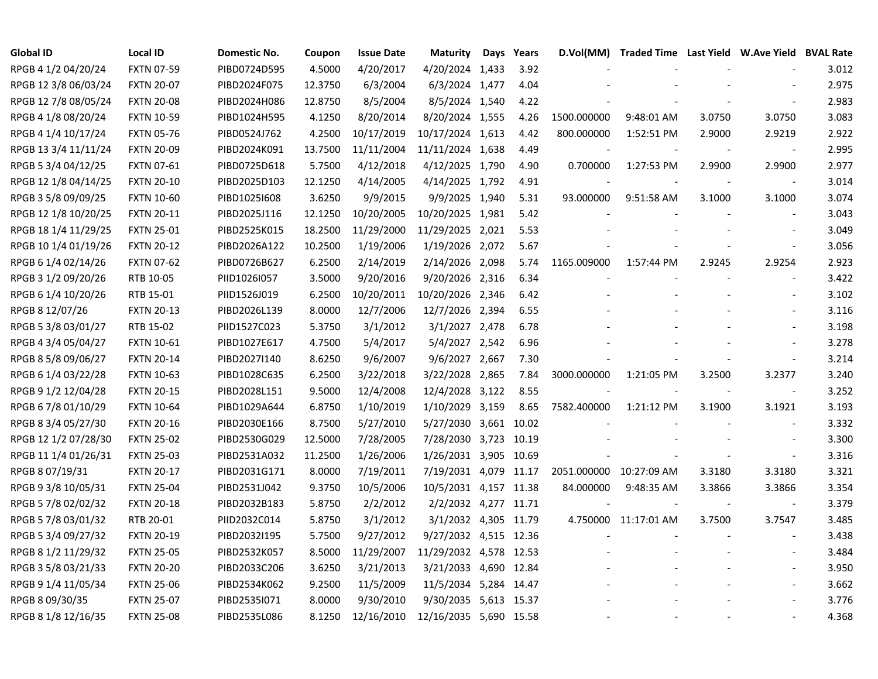| Global ID | Local ID | Domestic No. | Coupon | Issue Date | Maturity | Days | Years | D.Vol(MM) | Traded Time | Last Yield | W.Ave Yield | BVAL Rate |
|---|---|---|---|---|---|---|---|---|---|---|---|---|
| RPGB 4 1/2 04/20/24 | FXTN 07-59 | PIBD0724D595 | 4.5000 | 4/20/2017 | 4/20/2024 | 1,433 | 3.92 | - | - | - | - | 3.012 |
| RPGB 12 3/8 06/03/24 | FXTN 20-07 | PIBD2024F075 | 12.3750 | 6/3/2004 | 6/3/2024 | 1,477 | 4.04 | - | - | - | - | 2.975 |
| RPGB 12 7/8 08/05/24 | FXTN 20-08 | PIBD2024H086 | 12.8750 | 8/5/2004 | 8/5/2024 | 1,540 | 4.22 | - | - | - | - | 2.983 |
| RPGB 4 1/8 08/20/24 | FXTN 10-59 | PIBD1024H595 | 4.1250 | 8/20/2014 | 8/20/2024 | 1,555 | 4.26 | 1500.000000 | 9:48:01 AM | 3.0750 | 3.0750 | 3.083 |
| RPGB 4 1/4 10/17/24 | FXTN 05-76 | PIBD0524J762 | 4.2500 | 10/17/2019 | 10/17/2024 | 1,613 | 4.42 | 800.000000 | 1:52:51 PM | 2.9000 | 2.9219 | 2.922 |
| RPGB 13 3/4 11/11/24 | FXTN 20-09 | PIBD2024K091 | 13.7500 | 11/11/2004 | 11/11/2024 | 1,638 | 4.49 | - | - | - | - | 2.995 |
| RPGB 5 3/4 04/12/25 | FXTN 07-61 | PIBD0725D618 | 5.7500 | 4/12/2018 | 4/12/2025 | 1,790 | 4.90 | 0.700000 | 1:27:53 PM | 2.9900 | 2.9900 | 2.977 |
| RPGB 12 1/8 04/14/25 | FXTN 20-10 | PIBD2025D103 | 12.1250 | 4/14/2005 | 4/14/2025 | 1,792 | 4.91 | - | - | - | - | 3.014 |
| RPGB 3 5/8 09/09/25 | FXTN 10-60 | PIBD1025I608 | 3.6250 | 9/9/2015 | 9/9/2025 | 1,940 | 5.31 | 93.000000 | 9:51:58 AM | 3.1000 | 3.1000 | 3.074 |
| RPGB 12 1/8 10/20/25 | FXTN 20-11 | PIBD2025J116 | 12.1250 | 10/20/2005 | 10/20/2025 | 1,981 | 5.42 | - | - | - | - | 3.043 |
| RPGB 18 1/4 11/29/25 | FXTN 25-01 | PIBD2525K015 | 18.2500 | 11/29/2000 | 11/29/2025 | 2,021 | 5.53 | - | - | - | - | 3.049 |
| RPGB 10 1/4 01/19/26 | FXTN 20-12 | PIBD2026A122 | 10.2500 | 1/19/2006 | 1/19/2026 | 2,072 | 5.67 | - | - | - | - | 3.056 |
| RPGB 6 1/4 02/14/26 | FXTN 07-62 | PIBD0726B627 | 6.2500 | 2/14/2019 | 2/14/2026 | 2,098 | 5.74 | 1165.009000 | 1:57:44 PM | 2.9245 | 2.9254 | 2.923 |
| RPGB 3 1/2 09/20/26 | RTB 10-05 | PIID1026I057 | 3.5000 | 9/20/2016 | 9/20/2026 | 2,316 | 6.34 | - | - | - | - | 3.422 |
| RPGB 6 1/4 10/20/26 | RTB 15-01 | PIID1526J019 | 6.2500 | 10/20/2011 | 10/20/2026 | 2,346 | 6.42 | - | - | - | - | 3.102 |
| RPGB 8 12/07/26 | FXTN 20-13 | PIBD2026L139 | 8.0000 | 12/7/2006 | 12/7/2026 | 2,394 | 6.55 | - | - | - | - | 3.116 |
| RPGB 5 3/8 03/01/27 | RTB 15-02 | PIID1527C023 | 5.3750 | 3/1/2012 | 3/1/2027 | 2,478 | 6.78 | - | - | - | - | 3.198 |
| RPGB 4 3/4 05/04/27 | FXTN 10-61 | PIBD1027E617 | 4.7500 | 5/4/2017 | 5/4/2027 | 2,542 | 6.96 | - | - | - | - | 3.278 |
| RPGB 8 5/8 09/06/27 | FXTN 20-14 | PIBD2027I140 | 8.6250 | 9/6/2007 | 9/6/2027 | 2,667 | 7.30 | - | - | - | - | 3.214 |
| RPGB 6 1/4 03/22/28 | FXTN 10-63 | PIBD1028C635 | 6.2500 | 3/22/2018 | 3/22/2028 | 2,865 | 7.84 | 3000.000000 | 1:21:05 PM | 3.2500 | 3.2377 | 3.240 |
| RPGB 9 1/2 12/04/28 | FXTN 20-15 | PIBD2028L151 | 9.5000 | 12/4/2008 | 12/4/2028 | 3,122 | 8.55 | - | - | - | - | 3.252 |
| RPGB 6 7/8 01/10/29 | FXTN 10-64 | PIBD1029A644 | 6.8750 | 1/10/2019 | 1/10/2029 | 3,159 | 8.65 | 7582.400000 | 1:21:12 PM | 3.1900 | 3.1921 | 3.193 |
| RPGB 8 3/4 05/27/30 | FXTN 20-16 | PIBD2030E166 | 8.7500 | 5/27/2010 | 5/27/2030 | 3,661 | 10.02 | - | - | - | - | 3.332 |
| RPGB 12 1/2 07/28/30 | FXTN 25-02 | PIBD2530G029 | 12.5000 | 7/28/2005 | 7/28/2030 | 3,723 | 10.19 | - | - | - | - | 3.300 |
| RPGB 11 1/4 01/26/31 | FXTN 25-03 | PIBD2531A032 | 11.2500 | 1/26/2006 | 1/26/2031 | 3,905 | 10.69 | - | - | - | - | 3.316 |
| RPGB 8 07/19/31 | FXTN 20-17 | PIBD2031G171 | 8.0000 | 7/19/2011 | 7/19/2031 | 4,079 | 11.17 | 2051.000000 | 10:27:09 AM | 3.3180 | 3.3180 | 3.321 |
| RPGB 9 3/8 10/05/31 | FXTN 25-04 | PIBD2531J042 | 9.3750 | 10/5/2006 | 10/5/2031 | 4,157 | 11.38 | 84.000000 | 9:48:35 AM | 3.3866 | 3.3866 | 3.354 |
| RPGB 5 7/8 02/02/32 | FXTN 20-18 | PIBD2032B183 | 5.8750 | 2/2/2012 | 2/2/2032 | 4,277 | 11.71 | - | - | - | - | 3.379 |
| RPGB 5 7/8 03/01/32 | RTB 20-01 | PIID2032C014 | 5.8750 | 3/1/2012 | 3/1/2032 | 4,305 | 11.79 | 4.750000 | 11:17:01 AM | 3.7500 | 3.7547 | 3.485 |
| RPGB 5 3/4 09/27/32 | FXTN 20-19 | PIBD2032I195 | 5.7500 | 9/27/2012 | 9/27/2032 | 4,515 | 12.36 | - | - | - | - | 3.438 |
| RPGB 8 1/2 11/29/32 | FXTN 25-05 | PIBD2532K057 | 8.5000 | 11/29/2007 | 11/29/2032 | 4,578 | 12.53 | - | - | - | - | 3.484 |
| RPGB 3 5/8 03/21/33 | FXTN 20-20 | PIBD2033C206 | 3.6250 | 3/21/2013 | 3/21/2033 | 4,690 | 12.84 | - | - | - | - | 3.950 |
| RPGB 9 1/4 11/05/34 | FXTN 25-06 | PIBD2534K062 | 9.2500 | 11/5/2009 | 11/5/2034 | 5,284 | 14.47 | - | - | - | - | 3.662 |
| RPGB 8 09/30/35 | FXTN 25-07 | PIBD2535I071 | 8.0000 | 9/30/2010 | 9/30/2035 | 5,613 | 15.37 | - | - | - | - | 3.776 |
| RPGB 8 1/8 12/16/35 | FXTN 25-08 | PIBD2535L086 | 8.1250 | 12/16/2010 | 12/16/2035 | 5,690 | 15.58 | - | - | - | - | 4.368 |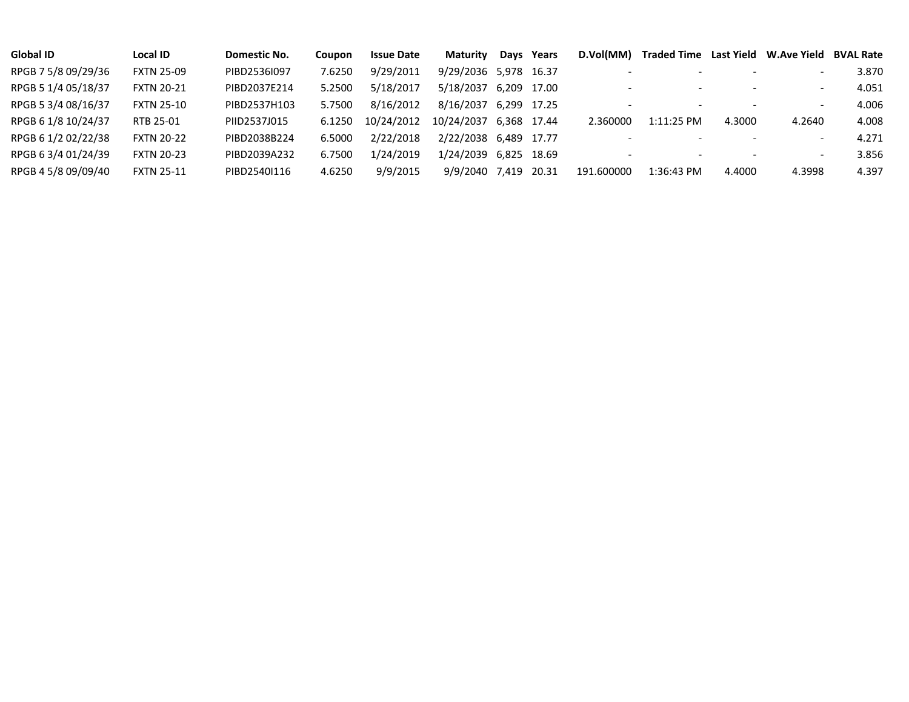| Global ID | Local ID | Domestic No. | Coupon | Issue Date | Maturity | Days | Years | D.Vol(MM) | Traded Time | Last Yield | W.Ave Yield | BVAL Rate |
|---|---|---|---|---|---|---|---|---|---|---|---|---|
| RPGB 7 5/8 09/29/36 | FXTN 25-09 | PIBD2536I097 | 7.6250 | 9/29/2011 | 9/29/2036 | 5,978 | 16.37 | - | - | - | - | 3.870 |
| RPGB 5 1/4 05/18/37 | FXTN 20-21 | PIBD2037E214 | 5.2500 | 5/18/2017 | 5/18/2037 | 6,209 | 17.00 | - | - | - | - | 4.051 |
| RPGB 5 3/4 08/16/37 | FXTN 25-10 | PIBD2537H103 | 5.7500 | 8/16/2012 | 8/16/2037 | 6,299 | 17.25 | - | - | - | - | 4.006 |
| RPGB 6 1/8 10/24/37 | RTB 25-01 | PIID2537J015 | 6.1250 | 10/24/2012 | 10/24/2037 | 6,368 | 17.44 | 2.360000 | 1:11:25 PM | 4.3000 | 4.2640 | 4.008 |
| RPGB 6 1/2 02/22/38 | FXTN 20-22 | PIBD2038B224 | 6.5000 | 2/22/2018 | 2/22/2038 | 6,489 | 17.77 | - | - | - | - | 4.271 |
| RPGB 6 3/4 01/24/39 | FXTN 20-23 | PIBD2039A232 | 6.7500 | 1/24/2019 | 1/24/2039 | 6,825 | 18.69 | - | - | - | - | 3.856 |
| RPGB 4 5/8 09/09/40 | FXTN 25-11 | PIBD2540I116 | 4.6250 | 9/9/2015 | 9/9/2040 | 7,419 | 20.31 | 191.600000 | 1:36:43 PM | 4.4000 | 4.3998 | 4.397 |